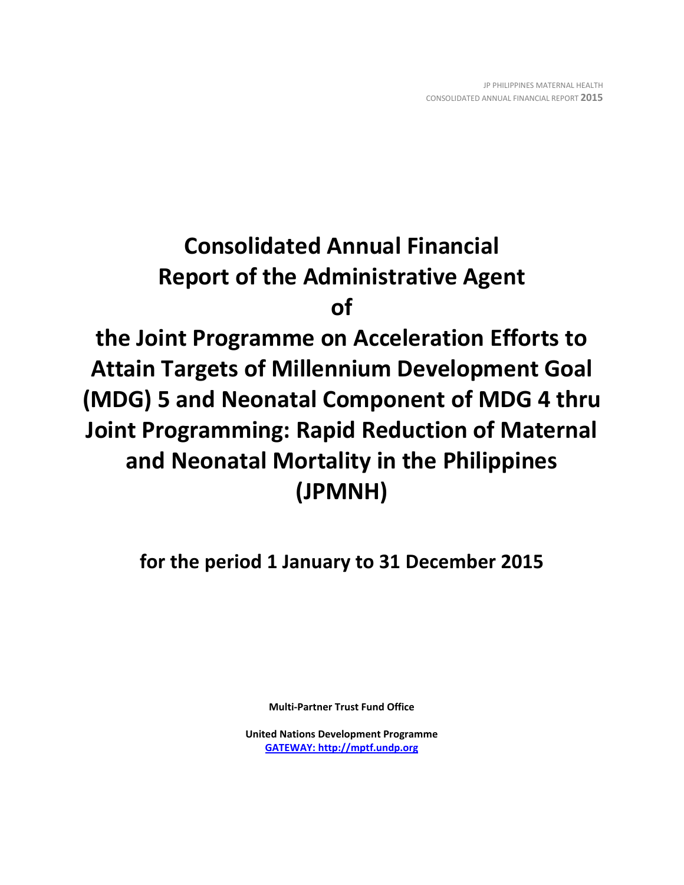# Consolidated Annual Financial Report of the Administrative Agent of the Joint Programme on Acceleration Efforts to Attain Targets of Millennium Development Goal (MDG) 5 and Neonatal Component of MDG 4 thru Joint Programming: Rapid Reduction of Maternal and Neonatal Mortality in the Philippines (JPMNH)

## for the period 1 January to 31 December 2015

**Multi-Partner Trust Fund Office**

**United Nations Development Programme**
**GATEWAY: http://mptf.undp.org**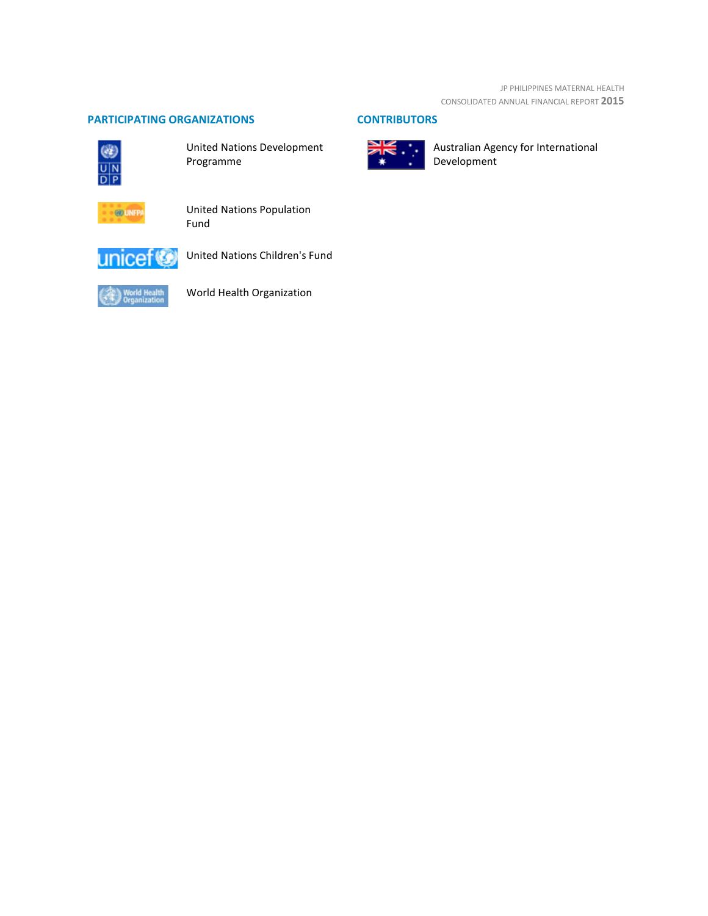## PARTICIPATING ORGANIZATIONS

- United Nations Development Programme
- United Nations Population Fund
- United Nations Children's Fund
- World Health Organization

## CONTRIBUTORS

- Australian Agency for International Development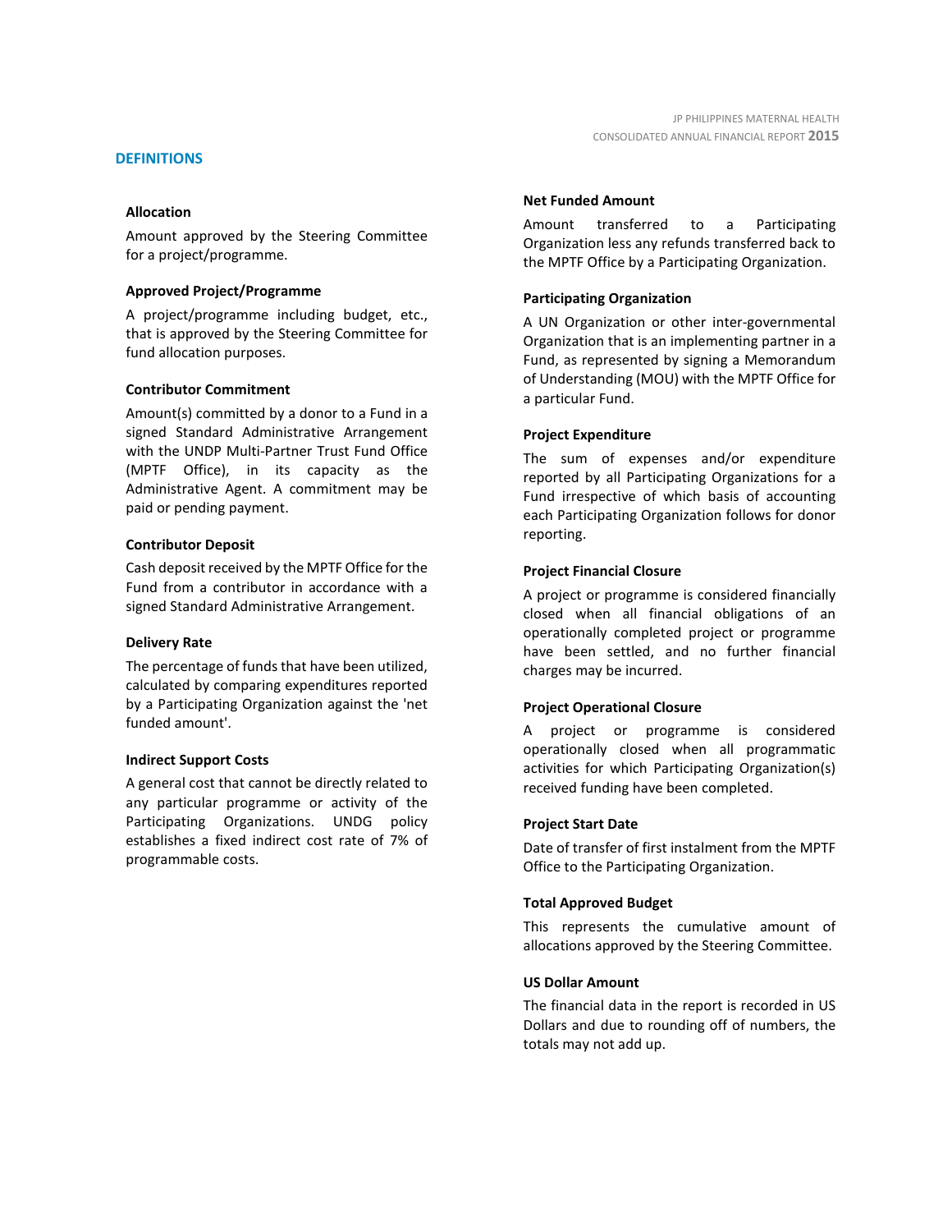## DEFINITIONS

### Allocation

Amount approved by the Steering Committee for a project/programme.

### Approved Project/Programme

A project/programme including budget, etc., that is approved by the Steering Committee for fund allocation purposes.

### Contributor Commitment

Amount(s) committed by a donor to a Fund in a signed Standard Administrative Arrangement with the UNDP Multi-Partner Trust Fund Office (MPTF Office), in its capacity as the Administrative Agent. A commitment may be paid or pending payment.

### Contributor Deposit

Cash deposit received by the MPTF Office for the Fund from a contributor in accordance with a signed Standard Administrative Arrangement.

### Delivery Rate

The percentage of funds that have been utilized, calculated by comparing expenditures reported by a Participating Organization against the 'net funded amount'.

### Indirect Support Costs

A general cost that cannot be directly related to any particular programme or activity of the Participating Organizations. UNDG policy establishes a fixed indirect cost rate of 7% of programmable costs.

### Net Funded Amount

Amount transferred to a Participating Organization less any refunds transferred back to the MPTF Office by a Participating Organization.

### Participating Organization

A UN Organization or other inter-governmental Organization that is an implementing partner in a Fund, as represented by signing a Memorandum of Understanding (MOU) with the MPTF Office for a particular Fund.

### Project Expenditure

The sum of expenses and/or expenditure reported by all Participating Organizations for a Fund irrespective of which basis of accounting each Participating Organization follows for donor reporting.

### Project Financial Closure

A project or programme is considered financially closed when all financial obligations of an operationally completed project or programme have been settled, and no further financial charges may be incurred.

### Project Operational Closure

A project or programme is considered operationally closed when all programmatic activities for which Participating Organization(s) received funding have been completed.

### Project Start Date

Date of transfer of first instalment from the MPTF Office to the Participating Organization.

### Total Approved Budget

This represents the cumulative amount of allocations approved by the Steering Committee.

### US Dollar Amount

The financial data in the report is recorded in US Dollars and due to rounding off of numbers, the totals may not add up.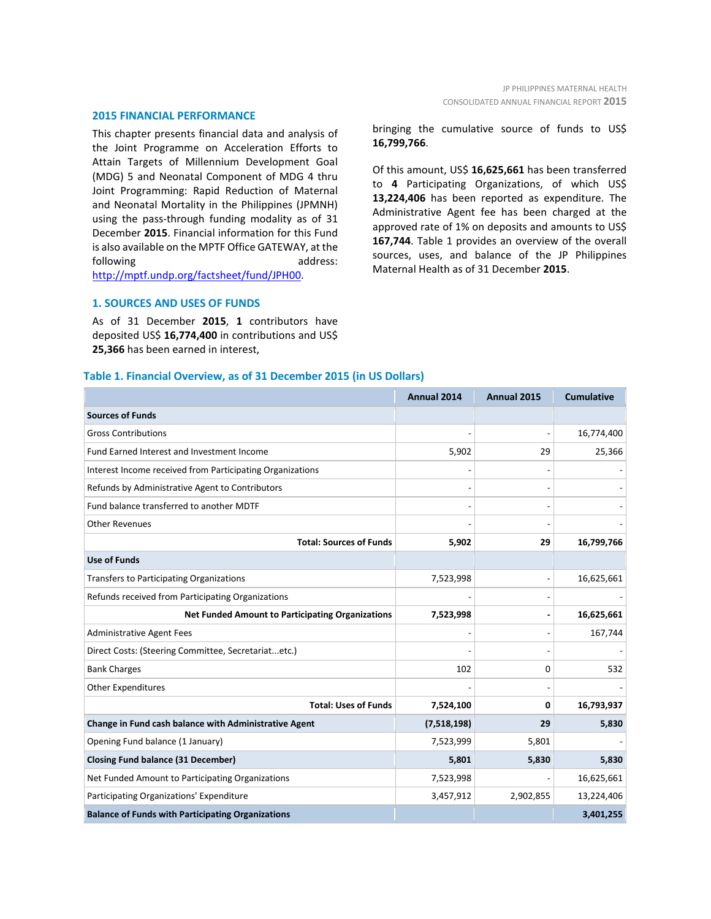## 2015 FINANCIAL PERFORMANCE

This chapter presents financial data and analysis of the Joint Programme on Acceleration Efforts to Attain Targets of Millennium Development Goal (MDG) 5 and Neonatal Component of MDG 4 thru Joint Programming: Rapid Reduction of Maternal and Neonatal Mortality in the Philippines (JPMNH) using the pass-through funding modality as of 31 December **2015**. Financial information for this Fund is also available on the MPTF Office GATEWAY, at the following address: [http://mptf.undp.org/factsheet/fund/JPH00](http://mptf.undp.org/factsheet/fund/JPH00).

### 1. SOURCES AND USES OF FUNDS

As of 31 December **2015**, **1** contributors have deposited US$ **16,774,400** in contributions and US$ **25,366** has been earned in interest, bringing the cumulative source of funds to US$ **16,799,766**.

Of this amount, US$ **16,625,661** has been transferred to **4** Participating Organizations, of which US$ **13,224,406** has been reported as expenditure. The Administrative Agent fee has been charged at the approved rate of 1% on deposits and amounts to US$ **167,744**. Table 1 provides an overview of the overall sources, uses, and balance of the JP Philippines Maternal Health as of 31 December **2015**.

**Table 1. Financial Overview, as of 31 December 2015 (in US Dollars)**

| | Annual 2014 | Annual 2015 | Cumulative |
|---|---|---|---|
| **Sources of Funds** | | | |
| Gross Contributions | - | - | 16,774,400 |
| Fund Earned Interest and Investment Income | 5,902 | 29 | 25,366 |
| Interest Income received from Participating Organizations | - | - | - |
| Refunds by Administrative Agent to Contributors | - | - | - |
| Fund balance transferred to another MDTF | - | - | - |
| Other Revenues | - | - | - |
| **Total: Sources of Funds** | **5,902** | **29** | **16,799,766** |
| **Use of Funds** | | | |
| Transfers to Participating Organizations | 7,523,998 | - | 16,625,661 |
| Refunds received from Participating Organizations | - | - | - |
| **Net Funded Amount to Participating Organizations** | **7,523,998** | **-** | **16,625,661** |
| Administrative Agent Fees | - | - | 167,744 |
| Direct Costs: (Steering Committee, Secretariat...etc.) | - | - | - |
| Bank Charges | 102 | 0 | 532 |
| Other Expenditures | - | - | - |
| **Total: Uses of Funds** | **7,524,100** | **0** | **16,793,937** |
| **Change in Fund cash balance with Administrative Agent** | **(7,518,198)** | **29** | **5,830** |
| Opening Fund balance (1 January) | 7,523,999 | 5,801 | - |
| **Closing Fund balance (31 December)** | **5,801** | **5,830** | **5,830** |
| Net Funded Amount to Participating Organizations | 7,523,998 | - | 16,625,661 |
| Participating Organizations' Expenditure | 3,457,912 | 2,902,855 | 13,224,406 |
| **Balance of Funds with Participating Organizations** | | | **3,401,255** |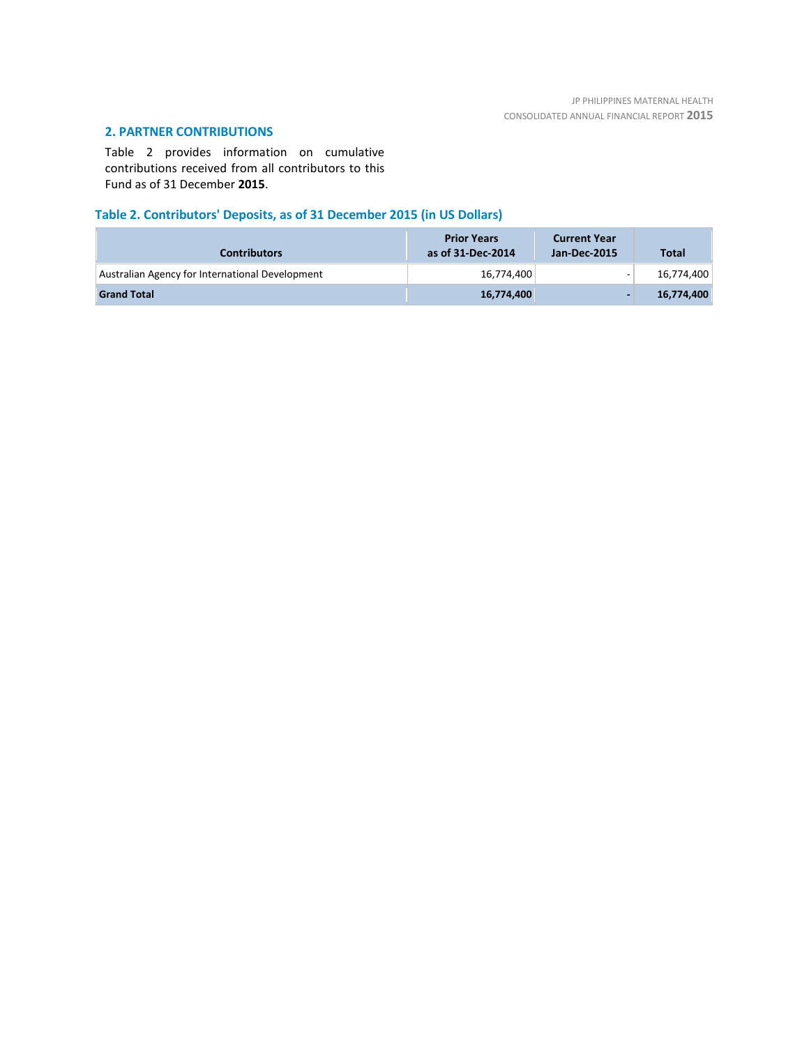## 2. PARTNER CONTRIBUTIONS

Table 2 provides information on cumulative contributions received from all contributors to this Fund as of 31 December **2015**.

### Table 2. Contributors' Deposits, as of 31 December 2015 (in US Dollars)

| Contributors | Prior Years as of 31-Dec-2014 | Current Year Jan-Dec-2015 | Total |
|---|---|---|---|
| Australian Agency for International Development | 16,774,400 | - | 16,774,400 |
| **Grand Total** | **16,774,400** | **-** | **16,774,400** |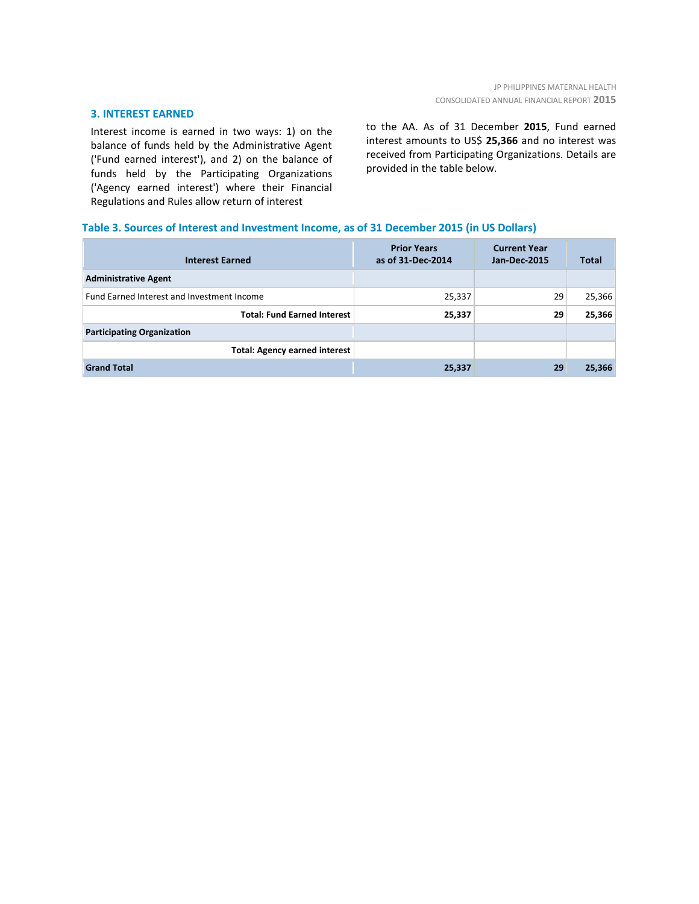## 3. INTEREST EARNED

Interest income is earned in two ways: 1) on the balance of funds held by the Administrative Agent ('Fund earned interest'), and 2) on the balance of funds held by the Participating Organizations ('Agency earned interest') where their Financial Regulations and Rules allow return of interest to the AA. As of 31 December **2015**, Fund earned interest amounts to US$ **25,366** and no interest was received from Participating Organizations. Details are provided in the table below.

**Table 3. Sources of Interest and Investment Income, as of 31 December 2015 (in US Dollars)**

| Interest Earned | Prior Years as of 31-Dec-2014 | Current Year Jan-Dec-2015 | Total |
|---|---|---|---|
| **Administrative Agent** | | | |
| Fund Earned Interest and Investment Income | 25,337 | 29 | 25,366 |
| **Total: Fund Earned Interest** | **25,337** | **29** | **25,366** |
| **Participating Organization** | | | |
| **Total: Agency earned interest** | | | |
| **Grand Total** | **25,337** | **29** | **25,366** |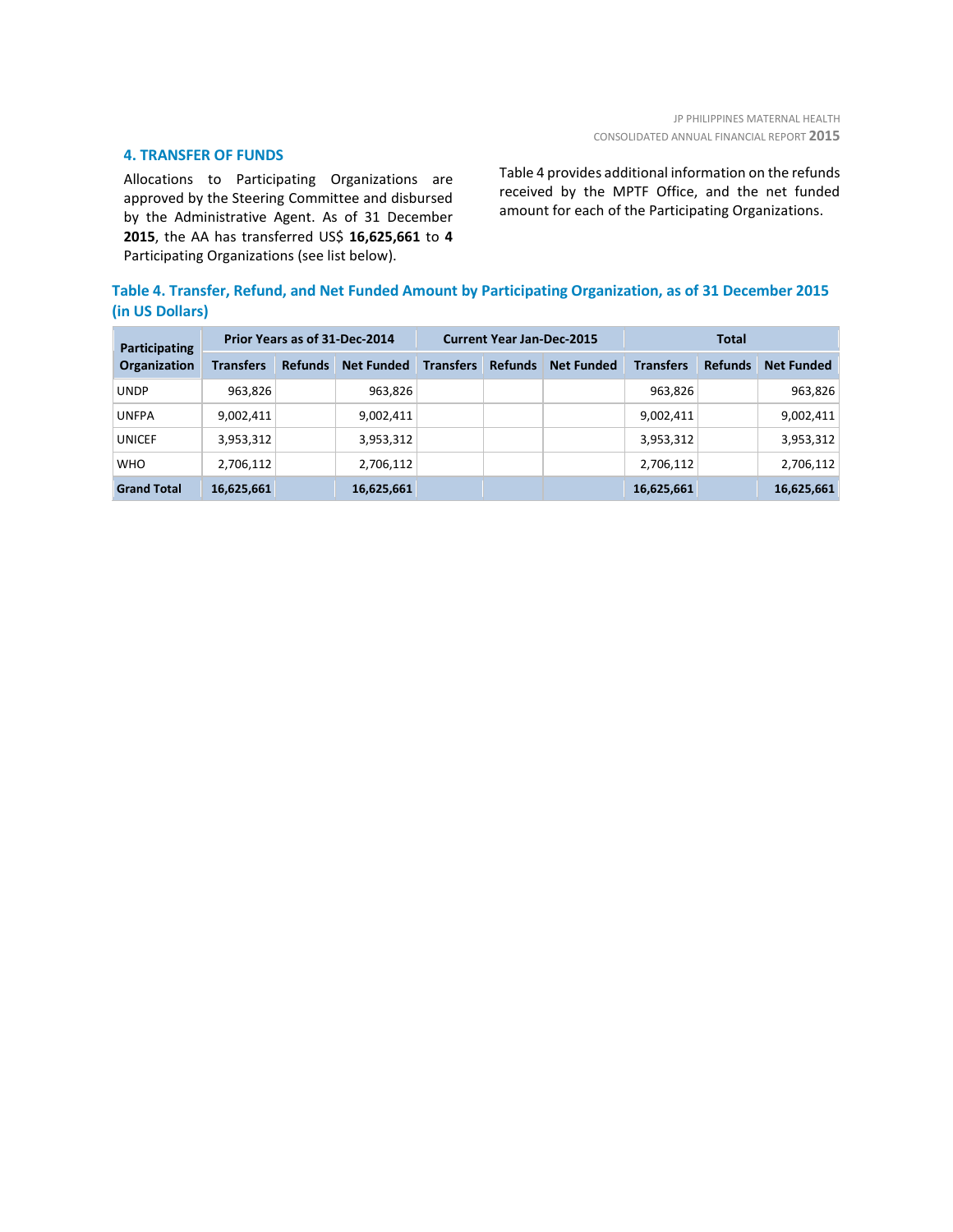## 4. TRANSFER OF FUNDS

Allocations to Participating Organizations are approved by the Steering Committee and disbursed by the Administrative Agent. As of 31 December **2015**, the AA has transferred US$ **16,625,661** to **4** Participating Organizations (see list below).

Table 4 provides additional information on the refunds received by the MPTF Office, and the net funded amount for each of the Participating Organizations.

**Table 4. Transfer, Refund, and Net Funded Amount by Participating Organization, as of 31 December 2015 (in US Dollars)**

| Participating Organization | Prior Years as of 31-Dec-2014 | | | Current Year Jan-Dec-2015 | | | Total | | |
|---|---|---|---|---|---|---|---|---|---|
| | Transfers | Refunds | Net Funded | Transfers | Refunds | Net Funded | Transfers | Refunds | Net Funded |
| UNDP | 963,826 | | 963,826 | | | | 963,826 | | 963,826 |
| UNFPA | 9,002,411 | | 9,002,411 | | | | 9,002,411 | | 9,002,411 |
| UNICEF | 3,953,312 | | 3,953,312 | | | | 3,953,312 | | 3,953,312 |
| WHO | 2,706,112 | | 2,706,112 | | | | 2,706,112 | | 2,706,112 |
| **Grand Total** | **16,625,661** | | **16,625,661** | | | | **16,625,661** | | **16,625,661** |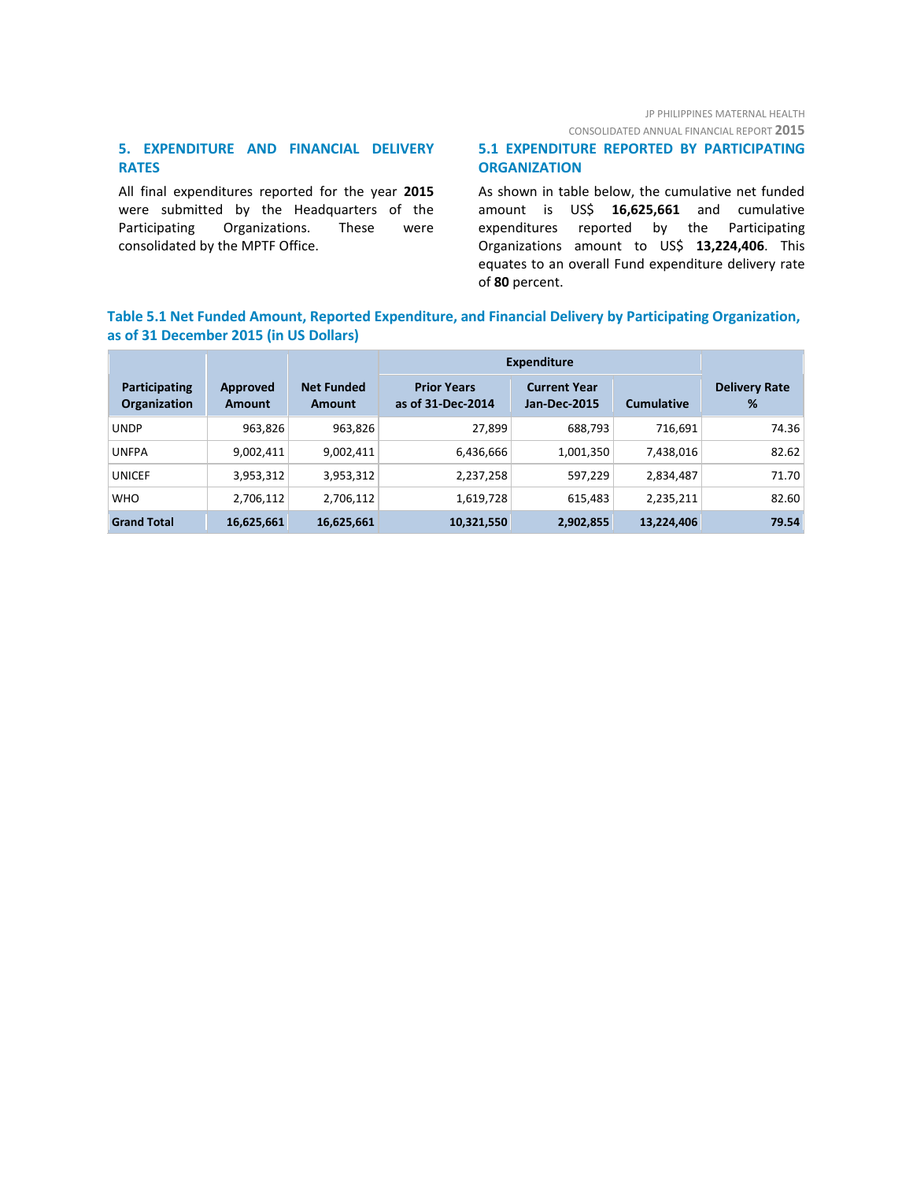## 5. EXPENDITURE AND FINANCIAL DELIVERY RATES

All final expenditures reported for the year **2015** were submitted by the Headquarters of the Participating Organizations. These were consolidated by the MPTF Office.

### 5.1 EXPENDITURE REPORTED BY PARTICIPATING ORGANIZATION

As shown in table below, the cumulative net funded amount is US$ **16,625,661** and cumulative expenditures reported by the Participating Organizations amount to US$ **13,224,406**. This equates to an overall Fund expenditure delivery rate of **80** percent.

**Table 5.1 Net Funded Amount, Reported Expenditure, and Financial Delivery by Participating Organization, as of 31 December 2015 (in US Dollars)**

| Participating Organization | Approved Amount | Net Funded Amount | Expenditure | | | Delivery Rate % |
|---|---|---|---|---|---|---|
| | | | Prior Years as of 31-Dec-2014 | Current Year Jan-Dec-2015 | Cumulative | |
| UNDP | 963,826 | 963,826 | 27,899 | 688,793 | 716,691 | 74.36 |
| UNFPA | 9,002,411 | 9,002,411 | 6,436,666 | 1,001,350 | 7,438,016 | 82.62 |
| UNICEF | 3,953,312 | 3,953,312 | 2,237,258 | 597,229 | 2,834,487 | 71.70 |
| WHO | 2,706,112 | 2,706,112 | 1,619,728 | 615,483 | 2,235,211 | 82.60 |
| **Grand Total** | **16,625,661** | **16,625,661** | **10,321,550** | **2,902,855** | **13,224,406** | **79.54** |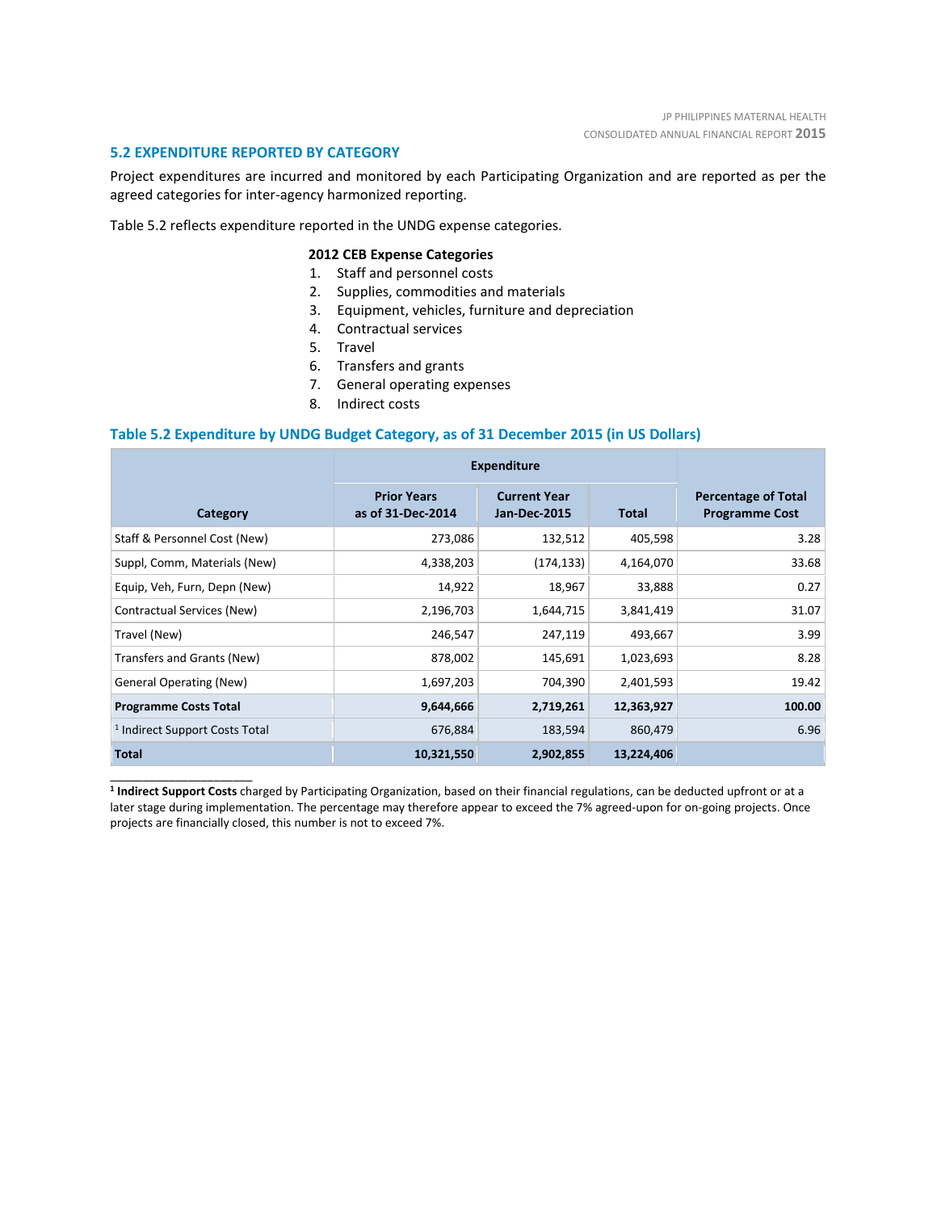## 5.2 EXPENDITURE REPORTED BY CATEGORY

Project expenditures are incurred and monitored by each Participating Organization and are reported as per the agreed categories for inter-agency harmonized reporting.

Table 5.2 reflects expenditure reported in the UNDG expense categories.

**2012 CEB Expense Categories**

1. Staff and personnel costs
2. Supplies, commodities and materials
3. Equipment, vehicles, furniture and depreciation
4. Contractual services
5. Travel
6. Transfers and grants
7. General operating expenses
8. Indirect costs

### Table 5.2 Expenditure by UNDG Budget Category, as of 31 December 2015 (in US Dollars)

| Category | Expenditure | | | Percentage of Total Programme Cost |
|---|---|---|---|---|
| | Prior Years as of 31-Dec-2014 | Current Year Jan-Dec-2015 | Total | |
| Staff & Personnel Cost (New) | 273,086 | 132,512 | 405,598 | 3.28 |
| Suppl, Comm, Materials (New) | 4,338,203 | (174,133) | 4,164,070 | 33.68 |
| Equip, Veh, Furn, Depn (New) | 14,922 | 18,967 | 33,888 | 0.27 |
| Contractual Services (New) | 2,196,703 | 1,644,715 | 3,841,419 | 31.07 |
| Travel (New) | 246,547 | 247,119 | 493,667 | 3.99 |
| Transfers and Grants (New) | 878,002 | 145,691 | 1,023,693 | 8.28 |
| General Operating (New) | 1,697,203 | 704,390 | 2,401,593 | 19.42 |
| **Programme Costs Total** | **9,644,666** | **2,719,261** | **12,363,927** | **100.00** |
| [1] Indirect Support Costs Total | 676,884 | 183,594 | 860,479 | 6.96 |
| **Total** | **10,321,550** | **2,902,855** | **13,224,406** | |

[1] **Indirect Support Costs** charged by Participating Organization, based on their financial regulations, can be deducted upfront or at a later stage during implementation. The percentage may therefore appear to exceed the 7% agreed-upon for on-going projects. Once projects are financially closed, this number is not to exceed 7%.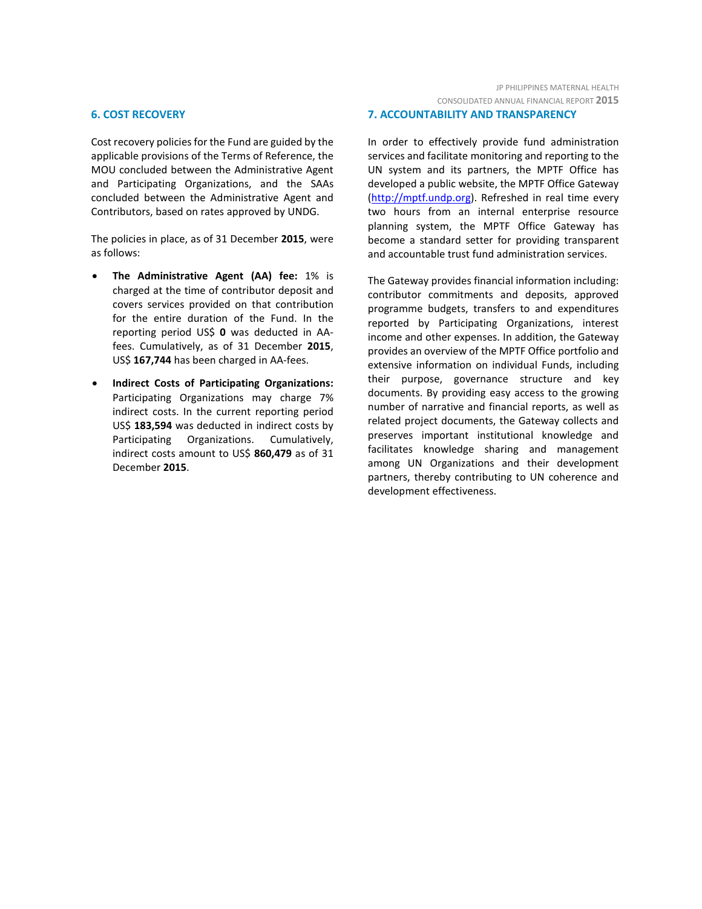## 6. COST RECOVERY

Cost recovery policies for the Fund are guided by the applicable provisions of the Terms of Reference, the MOU concluded between the Administrative Agent and Participating Organizations, and the SAAs concluded between the Administrative Agent and Contributors, based on rates approved by UNDG.

The policies in place, as of 31 December **2015**, were as follows:

- **The Administrative Agent (AA) fee:** 1% is charged at the time of contributor deposit and covers services provided on that contribution for the entire duration of the Fund. In the reporting period US$ **0** was deducted in AA-fees. Cumulatively, as of 31 December **2015**, US$ **167,744** has been charged in AA-fees.
- **Indirect Costs of Participating Organizations:** Participating Organizations may charge 7% indirect costs. In the current reporting period US$ **183,594** was deducted in indirect costs by Participating Organizations. Cumulatively, indirect costs amount to US$ **860,479** as of 31 December **2015**.

## 7. ACCOUNTABILITY AND TRANSPARENCY

In order to effectively provide fund administration services and facilitate monitoring and reporting to the UN system and its partners, the MPTF Office has developed a public website, the MPTF Office Gateway (http://mptf.undp.org). Refreshed in real time every two hours from an internal enterprise resource planning system, the MPTF Office Gateway has become a standard setter for providing transparent and accountable trust fund administration services.

The Gateway provides financial information including: contributor commitments and deposits, approved programme budgets, transfers to and expenditures reported by Participating Organizations, interest income and other expenses. In addition, the Gateway provides an overview of the MPTF Office portfolio and extensive information on individual Funds, including their purpose, governance structure and key documents. By providing easy access to the growing number of narrative and financial reports, as well as related project documents, the Gateway collects and preserves important institutional knowledge and facilitates knowledge sharing and management among UN Organizations and their development partners, thereby contributing to UN coherence and development effectiveness.